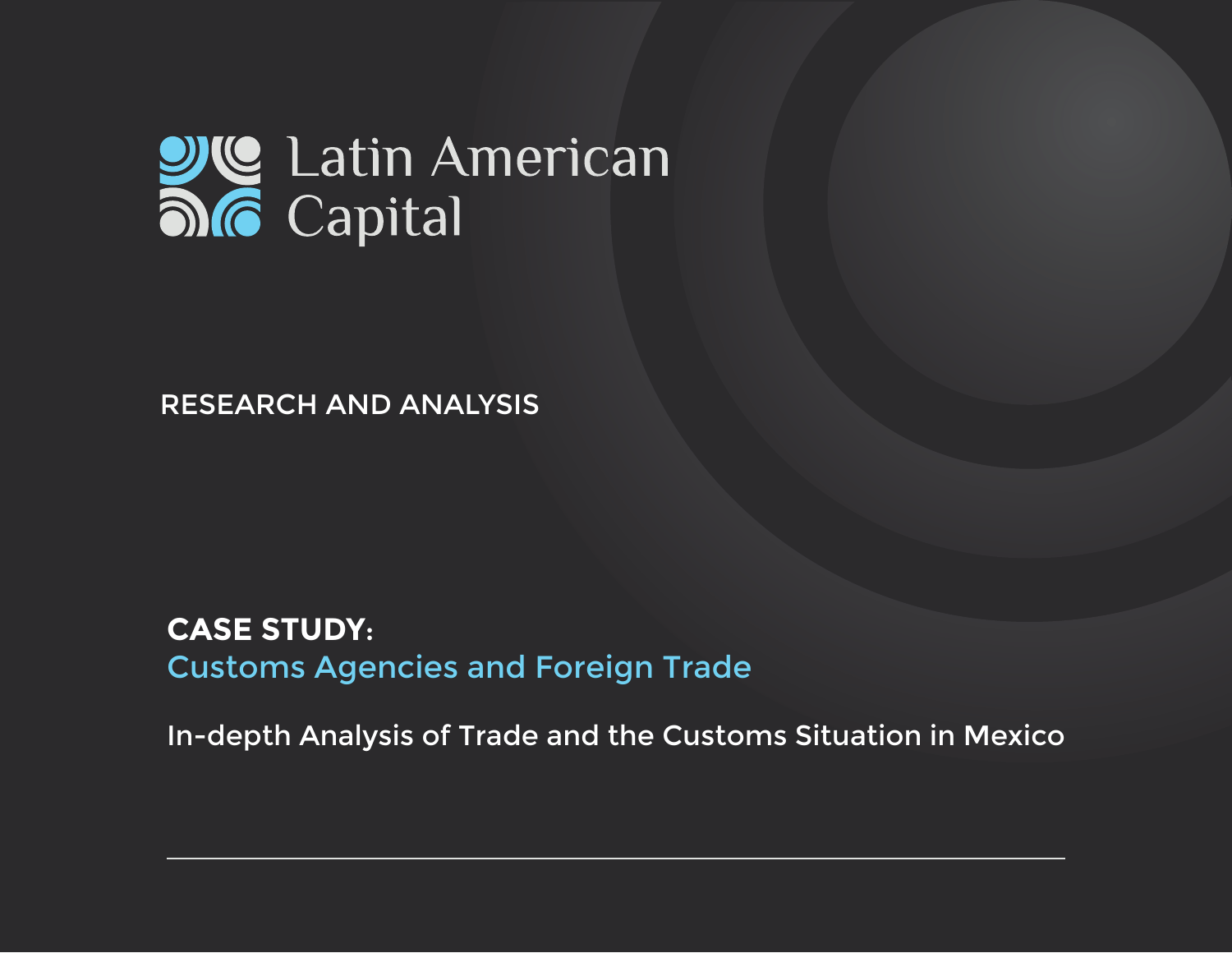Latin American Capital

RESEARCH AND ANALYSIS

# CASE STUDY:
## Customs Agencies and Foreign Trade

In-depth Analysis of Trade and the Customs Situation in Mexico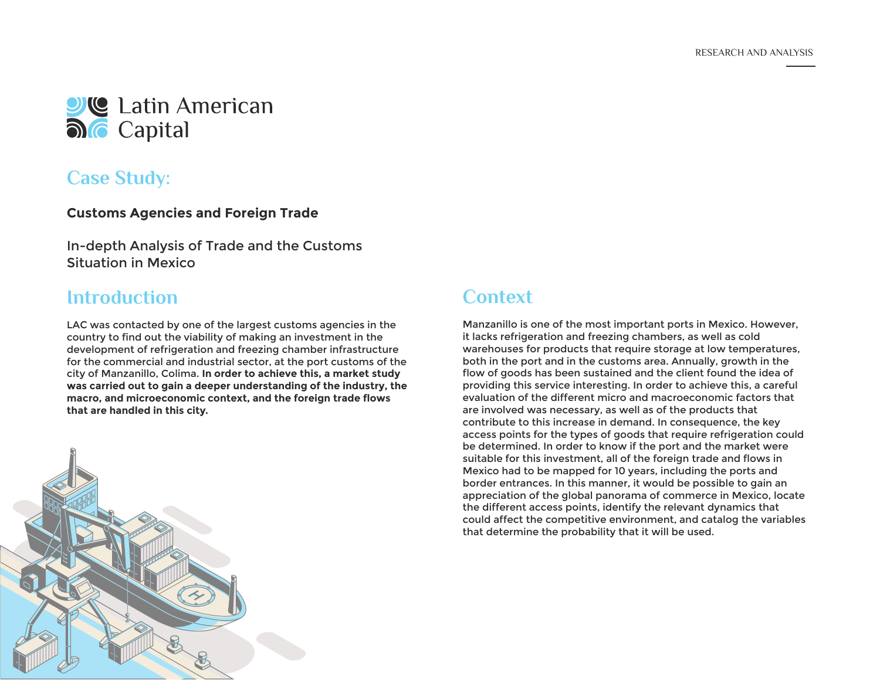Latin American Capital

## Case Study:

**Customs Agencies and Foreign Trade**

In-depth Analysis of Trade and the Customs Situation in Mexico

## Introduction

LAC was contacted by one of the largest customs agencies in the country to find out the viability of making an investment in the development of refrigeration and freezing chamber infrastructure for the commercial and industrial sector, at the port customs of the city of Manzanillo, Colima. **In order to achieve this, a market study was carried out to gain a deeper understanding of the industry, the macro, and microeconomic context, and the foreign trade flows that are handled in this city.**

## Context

Manzanillo is one of the most important ports in Mexico. However, it lacks refrigeration and freezing chambers, as well as cold warehouses for products that require storage at low temperatures, both in the port and in the customs area. Annually, growth in the flow of goods has been sustained and the client found the idea of providing this service interesting. In order to achieve this, a careful evaluation of the different micro and macroeconomic factors that are involved was necessary, as well as of the products that contribute to this increase in demand. In consequence, the key access points for the types of goods that require refrigeration could be determined. In order to know if the port and the market were suitable for this investment, all of the foreign trade and flows in Mexico had to be mapped for 10 years, including the ports and border entrances. In this manner, it would be possible to gain an appreciation of the global panorama of commerce in Mexico, locate the different access points, identify the relevant dynamics that could affect the competitive environment, and catalog the variables that determine the probability that it will be used.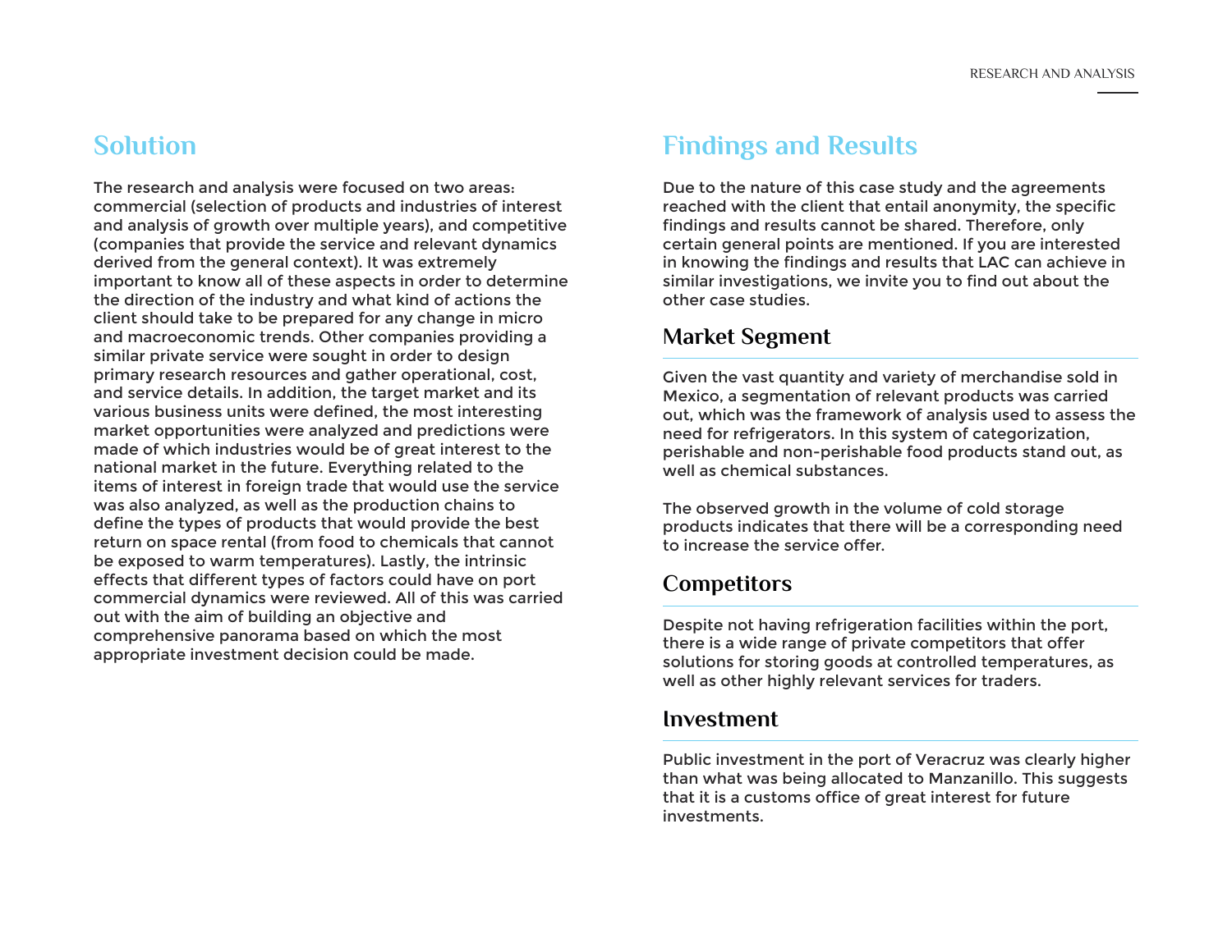## Solution

The research and analysis were focused on two areas: commercial (selection of products and industries of interest and analysis of growth over multiple years), and competitive (companies that provide the service and relevant dynamics derived from the general context). It was extremely important to know all of these aspects in order to determine the direction of the industry and what kind of actions the client should take to be prepared for any change in micro and macroeconomic trends. Other companies providing a similar private service were sought in order to design primary research resources and gather operational, cost, and service details. In addition, the target market and its various business units were defined, the most interesting market opportunities were analyzed and predictions were made of which industries would be of great interest to the national market in the future. Everything related to the items of interest in foreign trade that would use the service was also analyzed, as well as the production chains to define the types of products that would provide the best return on space rental (from food to chemicals that cannot be exposed to warm temperatures). Lastly, the intrinsic effects that different types of factors could have on port commercial dynamics were reviewed. All of this was carried out with the aim of building an objective and comprehensive panorama based on which the most appropriate investment decision could be made.

## Findings and Results

Due to the nature of this case study and the agreements reached with the client that entail anonymity, the specific findings and results cannot be shared. Therefore, only certain general points are mentioned. If you are interested in knowing the findings and results that LAC can achieve in similar investigations, we invite you to find out about the other case studies.

### Market Segment

Given the vast quantity and variety of merchandise sold in Mexico, a segmentation of relevant products was carried out, which was the framework of analysis used to assess the need for refrigerators. In this system of categorization, perishable and non-perishable food products stand out, as well as chemical substances.

The observed growth in the volume of cold storage products indicates that there will be a corresponding need to increase the service offer.

### Competitors

Despite not having refrigeration facilities within the port, there is a wide range of private competitors that offer solutions for storing goods at controlled temperatures, as well as other highly relevant services for traders.

### Investment

Public investment in the port of Veracruz was clearly higher than what was being allocated to Manzanillo. This suggests that it is a customs office of great interest for future investments.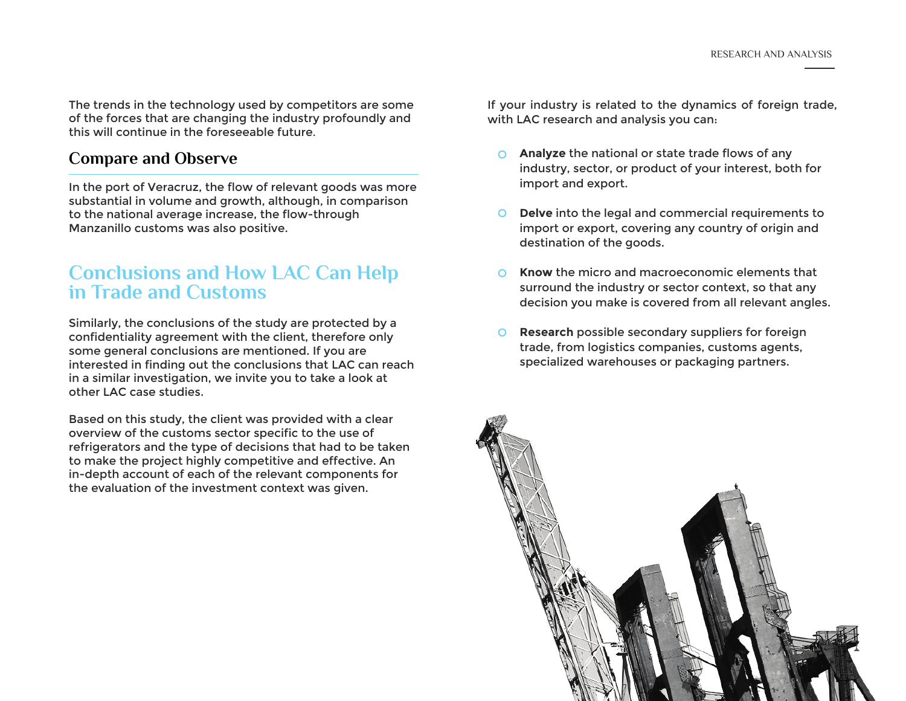The trends in the technology used by competitors are some of the forces that are changing the industry profoundly and this will continue in the foreseeable future.

### Compare and Observe

In the port of Veracruz, the flow of relevant goods was more substantial in volume and growth, although, in comparison to the national average increase, the flow-through Manzanillo customs was also positive.

## Conclusions and How LAC Can Help in Trade and Customs

Similarly, the conclusions of the study are protected by a confidentiality agreement with the client, therefore only some general conclusions are mentioned. If you are interested in finding out the conclusions that LAC can reach in a similar investigation, we invite you to take a look at other LAC case studies.

Based on this study, the client was provided with a clear overview of the customs sector specific to the use of refrigerators and the type of decisions that had to be taken to make the project highly competitive and effective. An in-depth account of each of the relevant components for the evaluation of the investment context was given.

If your industry is related to the dynamics of foreign trade, with LAC research and analysis you can:

- **Analyze** the national or state trade flows of any industry, sector, or product of your interest, both for import and export.
- **Delve** into the legal and commercial requirements to import or export, covering any country of origin and destination of the goods.
- **Know** the micro and macroeconomic elements that surround the industry or sector context, so that any decision you make is covered from all relevant angles.
- **Research** possible secondary suppliers for foreign trade, from logistics companies, customs agents, specialized warehouses or packaging partners.